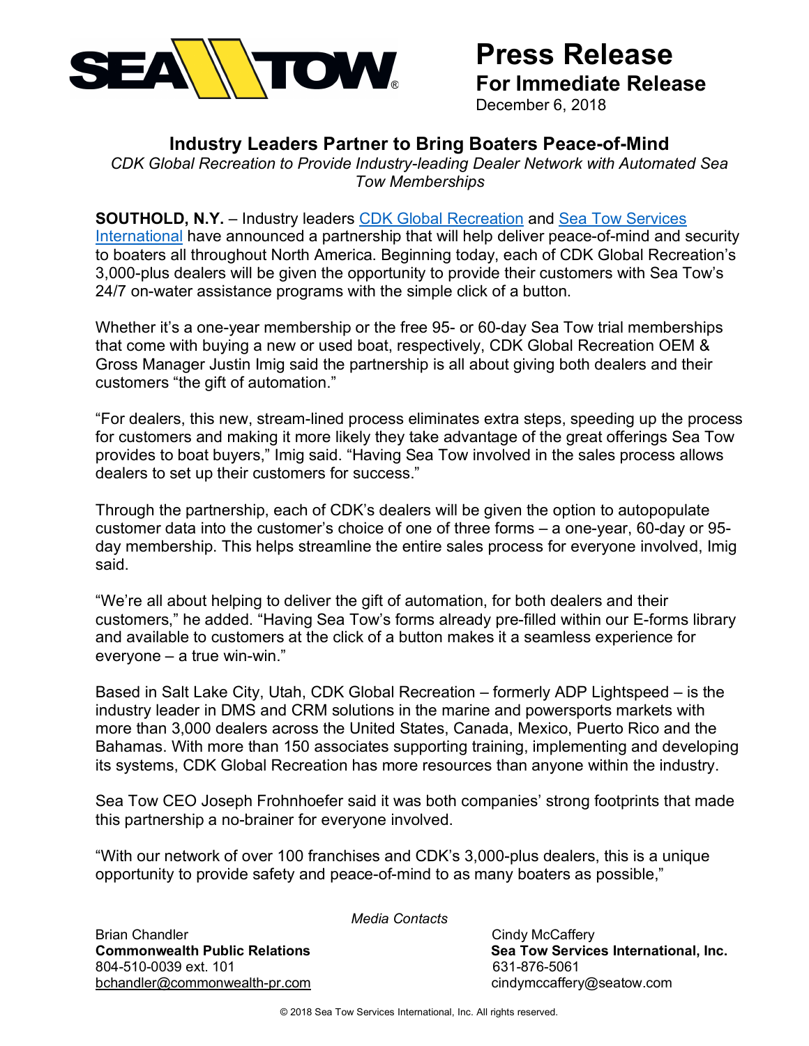# Press Release

**For Immediate Release**

December 6, 2018

## Industry Leaders Partner to Bring Boaters Peace-of-Mind

*CDK Global Recreation to Provide Industry-leading Dealer Network with Automated Sea Tow Memberships*

**SOUTHOLD, N.Y.** – Industry leaders CDK Global Recreation and Sea Tow Services International have announced a partnership that will help deliver peace-of-mind and security to boaters all throughout North America. Beginning today, each of CDK Global Recreation's 3,000-plus dealers will be given the opportunity to provide their customers with Sea Tow's 24/7 on-water assistance programs with the simple click of a button.

Whether it's a one-year membership or the free 95- or 60-day Sea Tow trial memberships that come with buying a new or used boat, respectively, CDK Global Recreation OEM & Gross Manager Justin Imig said the partnership is all about giving both dealers and their customers "the gift of automation."

"For dealers, this new, stream-lined process eliminates extra steps, speeding up the process for customers and making it more likely they take advantage of the great offerings Sea Tow provides to boat buyers," Imig said. "Having Sea Tow involved in the sales process allows dealers to set up their customers for success."

Through the partnership, each of CDK's dealers will be given the option to autopopulate customer data into the customer's choice of one of three forms – a one-year, 60-day or 95-day membership. This helps streamline the entire sales process for everyone involved, Imig said.

"We're all about helping to deliver the gift of automation, for both dealers and their customers," he added. "Having Sea Tow's forms already pre-filled within our E-forms library and available to customers at the click of a button makes it a seamless experience for everyone – a true win-win."

Based in Salt Lake City, Utah, CDK Global Recreation – formerly ADP Lightspeed – is the industry leader in DMS and CRM solutions in the marine and powersports markets with more than 3,000 dealers across the United States, Canada, Mexico, Puerto Rico and the Bahamas. With more than 150 associates supporting training, implementing and developing its systems, CDK Global Recreation has more resources than anyone within the industry.

Sea Tow CEO Joseph Frohnhoefer said it was both companies' strong footprints that made this partnership a no-brainer for everyone involved.

"With our network of over 100 franchises and CDK's 3,000-plus dealers, this is a unique opportunity to provide safety and peace-of-mind to as many boaters as possible,"

*Media Contacts*

Brian Chandler
**Commonwealth Public Relations**
804-510-0039 ext. 101
bchandler@commonwealth-pr.com

Cindy McCaffery
**Sea Tow Services International, Inc.**
631-876-5061
cindymccaffery@seatow.com

© 2018 Sea Tow Services International, Inc. All rights reserved.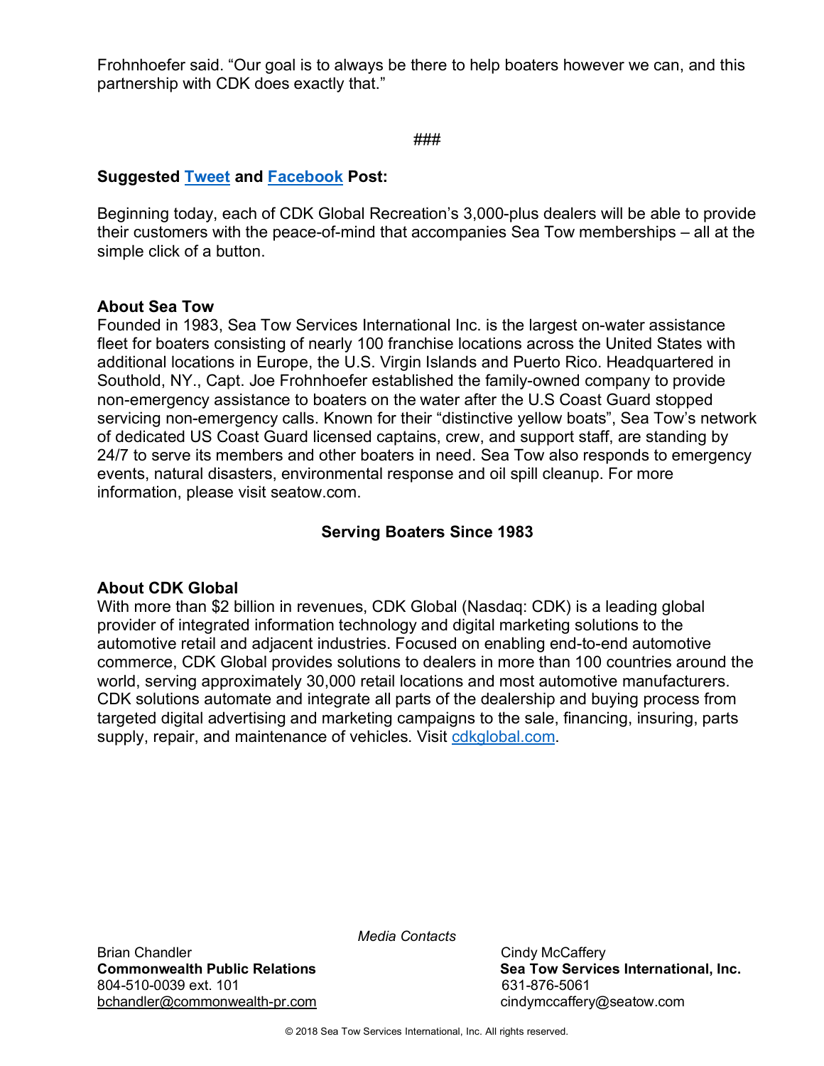Frohnhoefer said. "Our goal is to always be there to help boaters however we can, and this partnership with CDK does exactly that."

###

**Suggested Tweet and Facebook Post:**

Beginning today, each of CDK Global Recreation's 3,000-plus dealers will be able to provide their customers with the peace-of-mind that accompanies Sea Tow memberships – all at the simple click of a button.

**About Sea Tow**
Founded in 1983, Sea Tow Services International Inc. is the largest on-water assistance fleet for boaters consisting of nearly 100 franchise locations across the United States with additional locations in Europe, the U.S. Virgin Islands and Puerto Rico. Headquartered in Southold, NY., Capt. Joe Frohnhoefer established the family-owned company to provide non-emergency assistance to boaters on the water after the U.S Coast Guard stopped servicing non-emergency calls. Known for their "distinctive yellow boats", Sea Tow's network of dedicated US Coast Guard licensed captains, crew, and support staff, are standing by 24/7 to serve its members and other boaters in need. Sea Tow also responds to emergency events, natural disasters, environmental response and oil spill cleanup. For more information, please visit seatow.com.

**Serving Boaters Since 1983**

**About CDK Global**
With more than $2 billion in revenues, CDK Global (Nasdaq: CDK) is a leading global provider of integrated information technology and digital marketing solutions to the automotive retail and adjacent industries. Focused on enabling end-to-end automotive commerce, CDK Global provides solutions to dealers in more than 100 countries around the world, serving approximately 30,000 retail locations and most automotive manufacturers. CDK solutions automate and integrate all parts of the dealership and buying process from targeted digital advertising and marketing campaigns to the sale, financing, insuring, parts supply, repair, and maintenance of vehicles. Visit cdkglobal.com.

*Media Contacts*

Brian Chandler
**Commonwealth Public Relations**
804-510-0039 ext. 101
bchandler@commonwealth-pr.com

Cindy McCaffery
**Sea Tow Services International, Inc.**
631-876-5061
cindymccaffery@seatow.com

© 2018 Sea Tow Services International, Inc. All rights reserved.